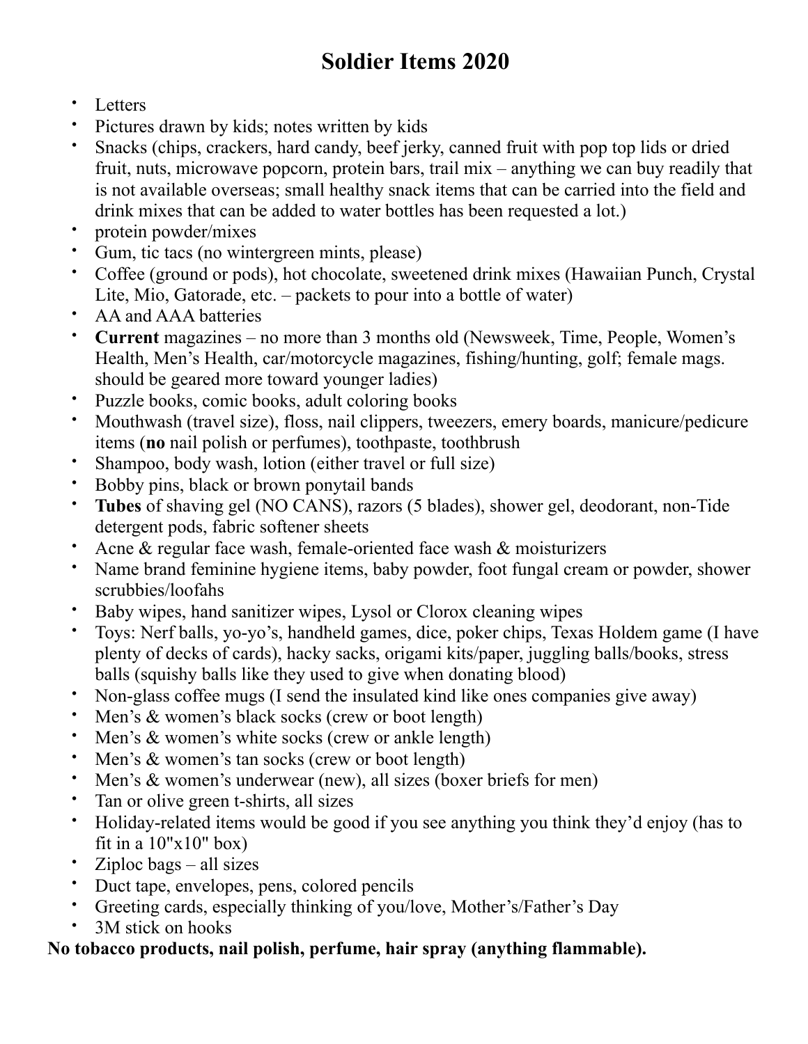# Soldier Items 2020

- Letters
- Pictures drawn by kids; notes written by kids
- Snacks (chips, crackers, hard candy, beef jerky, canned fruit with pop top lids or dried fruit, nuts, microwave popcorn, protein bars, trail mix – anything we can buy readily that is not available overseas; small healthy snack items that can be carried into the field and drink mixes that can be added to water bottles has been requested a lot.)
- protein powder/mixes
- Gum, tic tacs (no wintergreen mints, please)
- Coffee (ground or pods), hot chocolate, sweetened drink mixes (Hawaiian Punch, Crystal Lite, Mio, Gatorade, etc. – packets to pour into a bottle of water)
- AA and AAA batteries
- **Current** magazines – no more than 3 months old (Newsweek, Time, People, Women's Health, Men's Health, car/motorcycle magazines, fishing/hunting, golf; female mags. should be geared more toward younger ladies)
- Puzzle books, comic books, adult coloring books
- Mouthwash (travel size), floss, nail clippers, tweezers, emery boards, manicure/pedicure items (**no** nail polish or perfumes), toothpaste, toothbrush
- Shampoo, body wash, lotion (either travel or full size)
- Bobby pins, black or brown ponytail bands
- **Tubes** of shaving gel (NO CANS), razors (5 blades), shower gel, deodorant, non-Tide detergent pods, fabric softener sheets
- Acne & regular face wash, female-oriented face wash & moisturizers
- Name brand feminine hygiene items, baby powder, foot fungal cream or powder, shower scrubbies/loofahs
- Baby wipes, hand sanitizer wipes, Lysol or Clorox cleaning wipes
- Toys: Nerf balls, yo-yo's, handheld games, dice, poker chips, Texas Holdem game (I have plenty of decks of cards), hacky sacks, origami kits/paper, juggling balls/books, stress balls (squishy balls like they used to give when donating blood)
- Non-glass coffee mugs (I send the insulated kind like ones companies give away)
- Men's & women's black socks (crew or boot length)
- Men's & women's white socks (crew or ankle length)
- Men's & women's tan socks (crew or boot length)
- Men's & women's underwear (new), all sizes (boxer briefs for men)
- Tan or olive green t-shirts, all sizes
- Holiday-related items would be good if you see anything you think they'd enjoy (has to fit in a 10"x10" box)
- Ziploc bags – all sizes
- Duct tape, envelopes, pens, colored pencils
- Greeting cards, especially thinking of you/love, Mother's/Father's Day
- 3M stick on hooks

**No tobacco products, nail polish, perfume, hair spray (anything flammable).**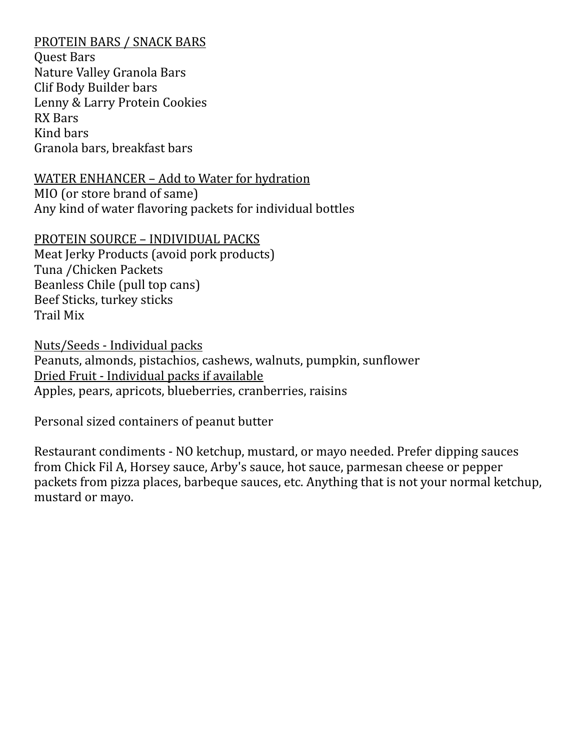<u>PROTEIN BARS / SNACK BARS</u>
Quest Bars
Nature Valley Granola Bars
Clif Body Builder bars
Lenny & Larry Protein Cookies
RX Bars
Kind bars
Granola bars, breakfast bars

<u>WATER ENHANCER – Add to Water for hydration</u>
MIO (or store brand of same)
Any kind of water flavoring packets for individual bottles

<u>PROTEIN SOURCE – INDIVIDUAL PACKS</u>
Meat Jerky Products (avoid pork products)
Tuna /Chicken Packets
Beanless Chile (pull top cans)
Beef Sticks, turkey sticks
Trail Mix

<u>Nuts/Seeds - Individual packs</u>
Peanuts, almonds, pistachios, cashews, walnuts, pumpkin, sunflower
<u>Dried Fruit - Individual packs if available</u>
Apples, pears, apricots, blueberries, cranberries, raisins

Personal sized containers of peanut butter

Restaurant condiments - NO ketchup, mustard, or mayo needed. Prefer dipping sauces from Chick Fil A, Horsey sauce, Arby's sauce, hot sauce, parmesan cheese or pepper packets from pizza places, barbeque sauces, etc. Anything that is not your normal ketchup, mustard or mayo.